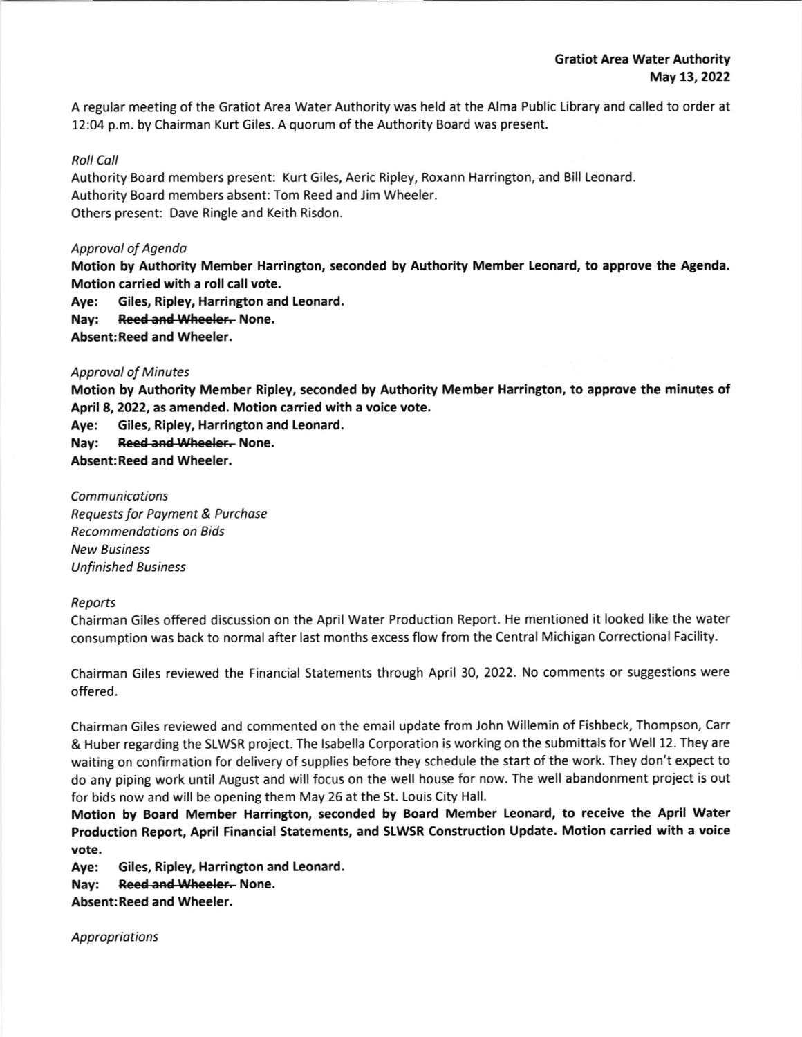**Gratiot Area Water Authority**
**May 13, 2022**

A regular meeting of the Gratiot Area Water Authority was held at the Alma Public Library and called to order at 12:04 p.m. by Chairman Kurt Giles. A quorum of the Authority Board was present.

*Roll Call*

Authority Board members present: Kurt Giles, Aeric Ripley, Roxann Harrington, and Bill Leonard.
Authority Board members absent: Tom Reed and Jim Wheeler.
Others present: Dave Ringle and Keith Risdon.

*Approval of Agenda*

**Motion by Authority Member Harrington, seconded by Authority Member Leonard, to approve the Agenda. Motion carried with a roll call vote.**

**Aye: Giles, Ripley, Harrington and Leonard.**
**Nay: ~~Reed and Wheeler.~~ None.**
**Absent: Reed and Wheeler.**

*Approval of Minutes*

**Motion by Authority Member Ripley, seconded by Authority Member Harrington, to approve the minutes of April 8, 2022, as amended. Motion carried with a voice vote.**

**Aye: Giles, Ripley, Harrington and Leonard.**
**Nay: ~~Reed and Wheeler.~~ None.**
**Absent: Reed and Wheeler.**

*Communications*
*Requests for Payment & Purchase*
*Recommendations on Bids*
*New Business*
*Unfinished Business*

*Reports*

Chairman Giles offered discussion on the April Water Production Report. He mentioned it looked like the water consumption was back to normal after last months excess flow from the Central Michigan Correctional Facility.

Chairman Giles reviewed the Financial Statements through April 30, 2022. No comments or suggestions were offered.

Chairman Giles reviewed and commented on the email update from John Willemin of Fishbeck, Thompson, Carr & Huber regarding the SLWSR project. The Isabella Corporation is working on the submittals for Well 12. They are waiting on confirmation for delivery of supplies before they schedule the start of the work. They don't expect to do any piping work until August and will focus on the well house for now. The well abandonment project is out for bids now and will be opening them May 26 at the St. Louis City Hall.

**Motion by Board Member Harrington, seconded by Board Member Leonard, to receive the April Water Production Report, April Financial Statements, and SLWSR Construction Update. Motion carried with a voice vote.**

**Aye: Giles, Ripley, Harrington and Leonard.**
**Nay: ~~Reed and Wheeler.~~ None.**
**Absent: Reed and Wheeler.**

*Appropriations*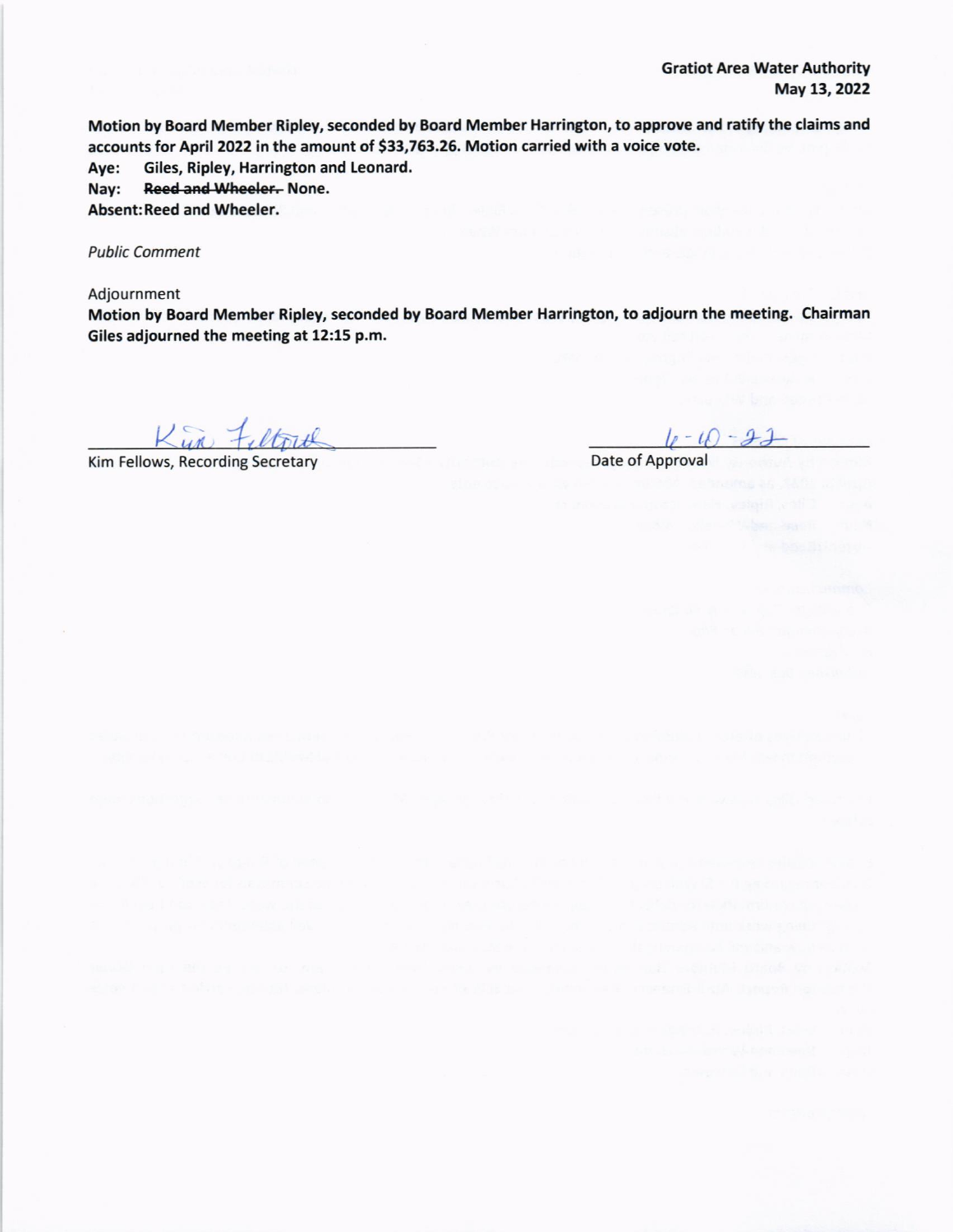Gratiot Area Water Authority
May 13, 2022

**Motion by Board Member Ripley, seconded by Board Member Harrington, to approve and ratify the claims and accounts for April 2022 in the amount of $33,763.26. Motion carried with a voice vote.**
**Aye: Giles, Ripley, Harrington and Leonard.**
**Nay: ~~Reed and Wheeler.~~ None.**
**Absent: Reed and Wheeler.**

*Public Comment*

Adjournment
**Motion by Board Member Ripley, seconded by Board Member Harrington, to adjourn the meeting. Chairman Giles adjourned the meeting at 12:15 p.m.**

Kim Fellows
Kim Fellows, Recording Secretary

6-10-22
Date of Approval